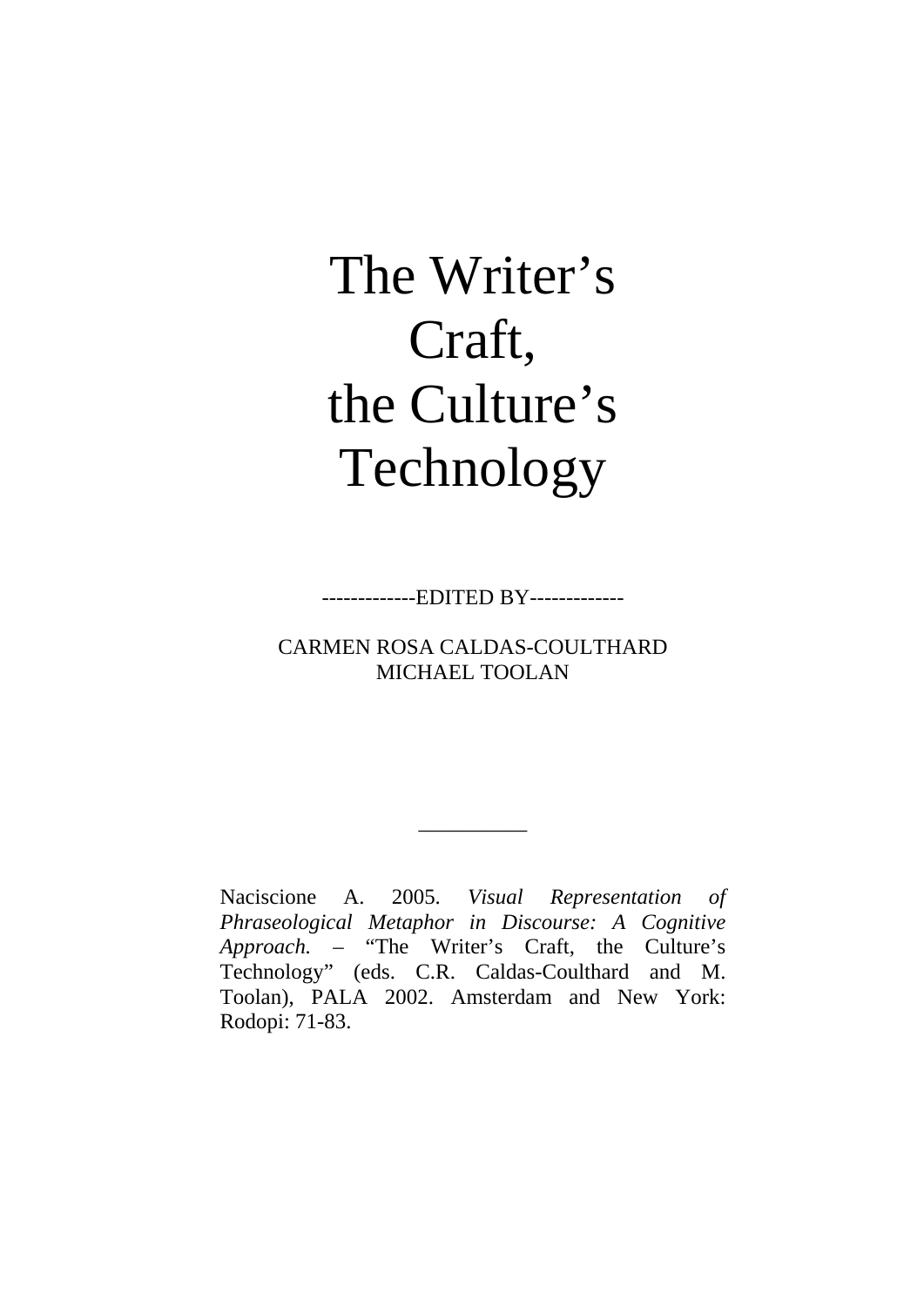# The Writer's Craft, the Culture's Technology

-------------EDITED BY-------------

CARMEN ROSA CALDAS-COULTHARD
MICHAEL TOOLAN

---

Naciscione A. 2005. *Visual Representation of Phraseological Metaphor in Discourse: A Cognitive Approach.* – "The Writer's Craft, the Culture's Technology" (eds. C.R. Caldas-Coulthard and M. Toolan), PALA 2002. Amsterdam and New York: Rodopi: 71-83.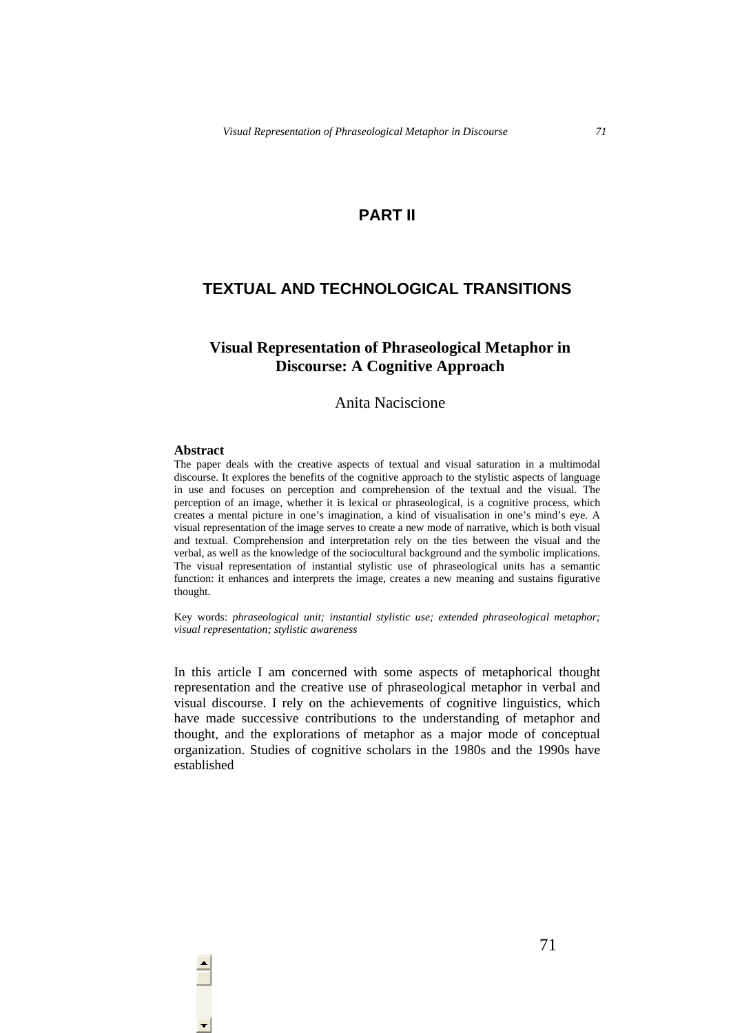# PART II

# TEXTUAL AND TECHNOLOGICAL TRANSITIONS

## Visual Representation of Phraseological Metaphor in Discourse: A Cognitive Approach

Anita Naciscione

**Abstract**

The paper deals with the creative aspects of textual and visual saturation in a multimodal discourse. It explores the benefits of the cognitive approach to the stylistic aspects of language in use and focuses on perception and comprehension of the textual and the visual. The perception of an image, whether it is lexical or phraseological, is a cognitive process, which creates a mental picture in one's imagination, a kind of visualisation in one's mind's eye. A visual representation of the image serves to create a new mode of narrative, which is both visual and textual. Comprehension and interpretation rely on the ties between the visual and the verbal, as well as the knowledge of the sociocultural background and the symbolic implications. The visual representation of instantial stylistic use of phraseological units has a semantic function: it enhances and interprets the image, creates a new meaning and sustains figurative thought.

Key words: *phraseological unit; instantial stylistic use; extended phraseological metaphor; visual representation; stylistic awareness*

In this article I am concerned with some aspects of metaphorical thought representation and the creative use of phraseological metaphor in verbal and visual discourse. I rely on the achievements of cognitive linguistics, which have made successive contributions to the understanding of metaphor and thought, and the explorations of metaphor as a major mode of conceptual organization. Studies of cognitive scholars in the 1980s and the 1990s have established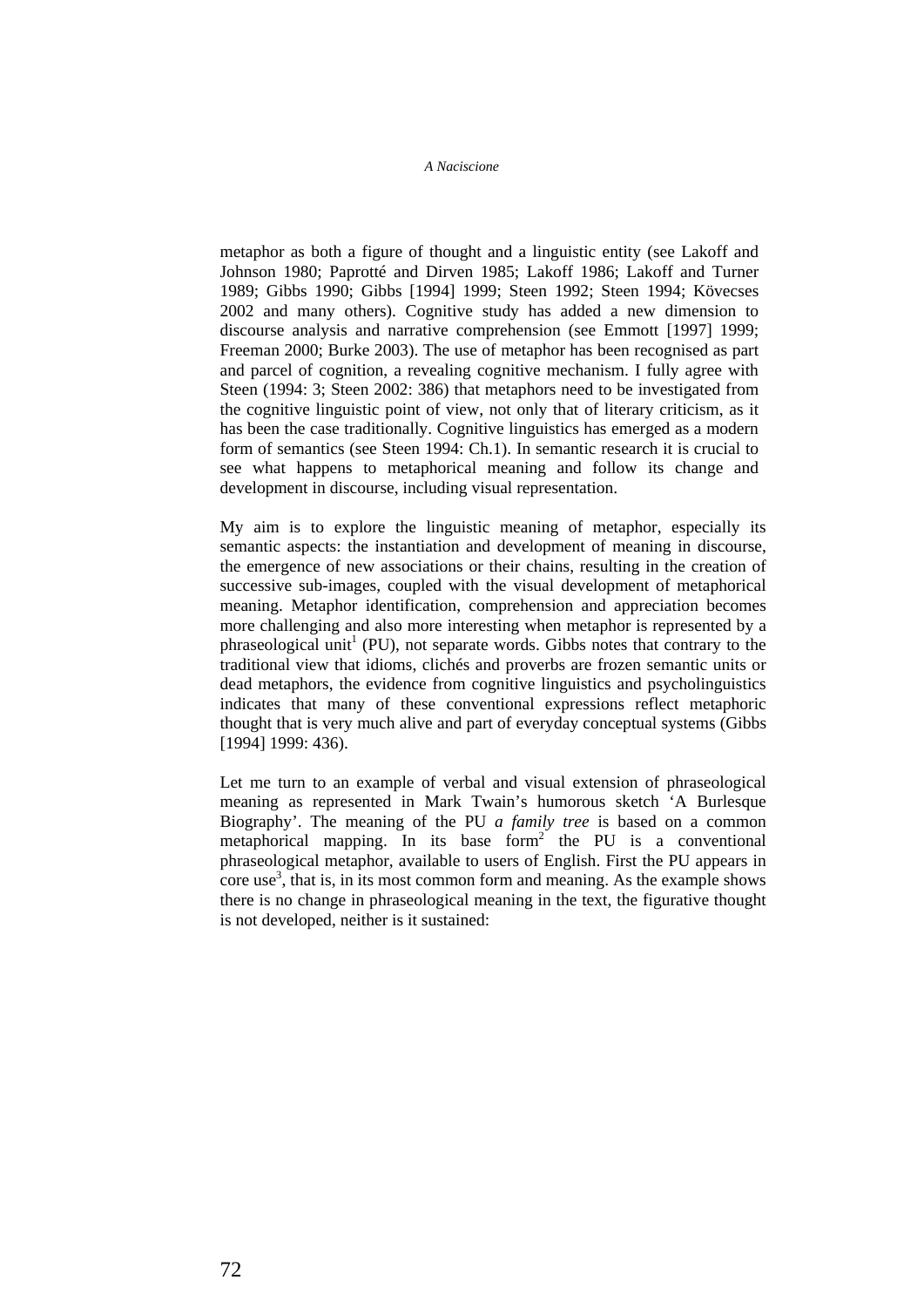metaphor as both a figure of thought and a linguistic entity (see Lakoff and Johnson 1980; Paprotté and Dirven 1985; Lakoff 1986; Lakoff and Turner 1989; Gibbs 1990; Gibbs [1994] 1999; Steen 1992; Steen 1994; Kövecses 2002 and many others). Cognitive study has added a new dimension to discourse analysis and narrative comprehension (see Emmott [1997] 1999; Freeman 2000; Burke 2003). The use of metaphor has been recognised as part and parcel of cognition, a revealing cognitive mechanism. I fully agree with Steen (1994: 3; Steen 2002: 386) that metaphors need to be investigated from the cognitive linguistic point of view, not only that of literary criticism, as it has been the case traditionally. Cognitive linguistics has emerged as a modern form of semantics (see Steen 1994: Ch.1). In semantic research it is crucial to see what happens to metaphorical meaning and follow its change and development in discourse, including visual representation.

My aim is to explore the linguistic meaning of metaphor, especially its semantic aspects: the instantiation and development of meaning in discourse, the emergence of new associations or their chains, resulting in the creation of successive sub-images, coupled with the visual development of metaphorical meaning. Metaphor identification, comprehension and appreciation becomes more challenging and also more interesting when metaphor is represented by a phraseological unit[1] (PU), not separate words. Gibbs notes that contrary to the traditional view that idioms, clichés and proverbs are frozen semantic units or dead metaphors, the evidence from cognitive linguistics and psycholinguistics indicates that many of these conventional expressions reflect metaphoric thought that is very much alive and part of everyday conceptual systems (Gibbs [1994] 1999: 436).

Let me turn to an example of verbal and visual extension of phraseological meaning as represented in Mark Twain's humorous sketch 'A Burlesque Biography'. The meaning of the PU *a family tree* is based on a common metaphorical mapping. In its base form[2] the PU is a conventional phraseological metaphor, available to users of English. First the PU appears in core use[3], that is, in its most common form and meaning. As the example shows there is no change in phraseological meaning in the text, the figurative thought is not developed, neither is it sustained: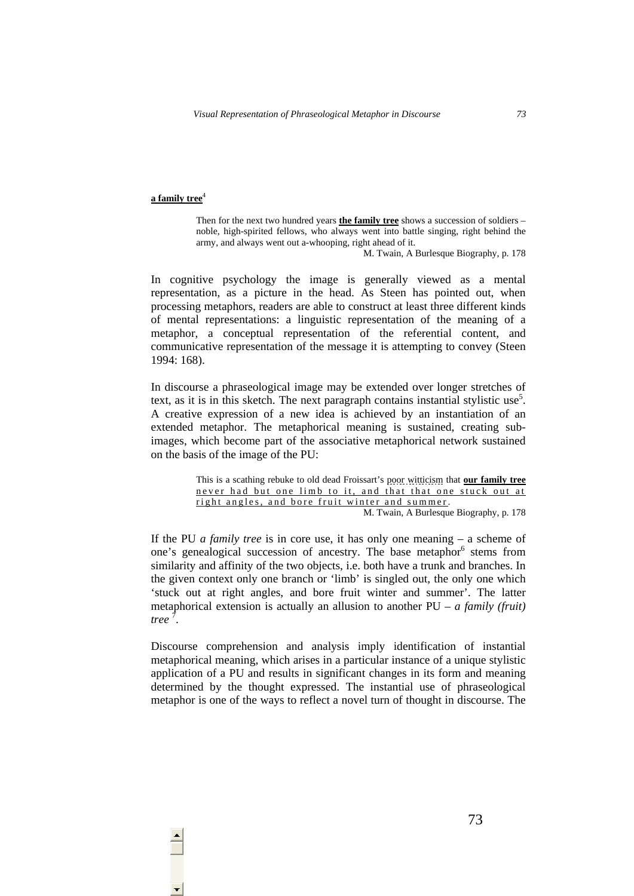**a family tree**[4]

> Then for the next two hundred years **the family tree** shows a succession of soldiers – noble, high-spirited fellows, who always went into battle singing, right behind the army, and always went out a-whooping, right ahead of it.
>
> M. Twain, A Burlesque Biography, p. 178

In cognitive psychology the image is generally viewed as a mental representation, as a picture in the head. As Steen has pointed out, when processing metaphors, readers are able to construct at least three different kinds of mental representations: a linguistic representation of the meaning of a metaphor, a conceptual representation of the referential content, and communicative representation of the message it is attempting to convey (Steen 1994: 168).

In discourse a phraseological image may be extended over longer stretches of text, as it is in this sketch. The next paragraph contains instantial stylistic use[5]. A creative expression of a new idea is achieved by an instantiation of an extended metaphor. The metaphorical meaning is sustained, creating sub-images, which become part of the associative metaphorical network sustained on the basis of the image of the PU:

> This is a scathing rebuke to old dead Froissart's poor witticism that **our family tree** never had but one limb to it, and that that one stuck out at right angles, and bore fruit winter and summer.
>
> M. Twain, A Burlesque Biography, p. 178

If the PU *a family tree* is in core use, it has only one meaning – a scheme of one's genealogical succession of ancestry. The base metaphor[6] stems from similarity and affinity of the two objects, i.e. both have a trunk and branches. In the given context only one branch or 'limb' is singled out, the only one which 'stuck out at right angles, and bore fruit winter and summer'. The latter metaphorical extension is actually an allusion to another PU – *a family (fruit) tree*[7].

Discourse comprehension and analysis imply identification of instantial metaphorical meaning, which arises in a particular instance of a unique stylistic application of a PU and results in significant changes in its form and meaning determined by the thought expressed. The instantial use of phraseological metaphor is one of the ways to reflect a novel turn of thought in discourse. The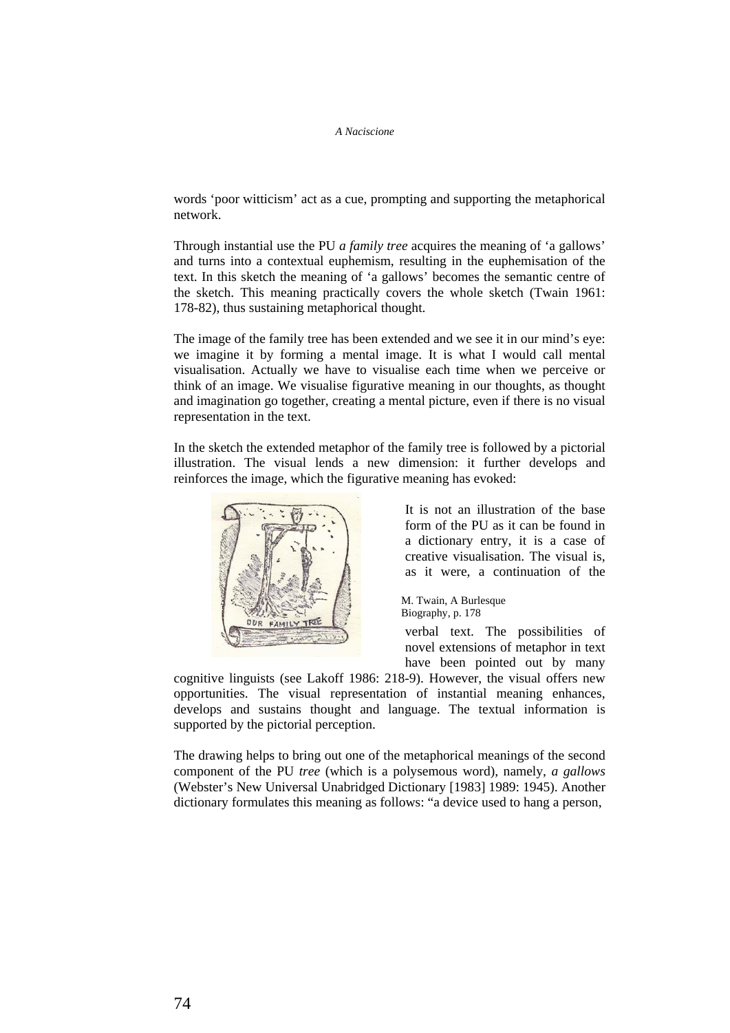words 'poor witticism' act as a cue, prompting and supporting the metaphorical network.

Through instantial use the PU *a family tree* acquires the meaning of 'a gallows' and turns into a contextual euphemism, resulting in the euphemisation of the text. In this sketch the meaning of 'a gallows' becomes the semantic centre of the sketch. This meaning practically covers the whole sketch (Twain 1961: 178-82), thus sustaining metaphorical thought.

The image of the family tree has been extended and we see it in our mind's eye: we imagine it by forming a mental image. It is what I would call mental visualisation. Actually we have to visualise each time when we perceive or think of an image. We visualise figurative meaning in our thoughts, as thought and imagination go together, creating a mental picture, even if there is no visual representation in the text.

In the sketch the extended metaphor of the family tree is followed by a pictorial illustration. The visual lends a new dimension: it further develops and reinforces the image, which the figurative meaning has evoked:

M. Twain, A Burlesque Biography, p. 178

It is not an illustration of the base form of the PU as it can be found in a dictionary entry, it is a case of creative visualisation. The visual is, as it were, a continuation of the verbal text. The possibilities of novel extensions of metaphor in text have been pointed out by many cognitive linguists (see Lakoff 1986: 218-9). However, the visual offers new opportunities. The visual representation of instantial meaning enhances, develops and sustains thought and language. The textual information is supported by the pictorial perception.

The drawing helps to bring out one of the metaphorical meanings of the second component of the PU *tree* (which is a polysemous word), namely, *a gallows* (Webster's New Universal Unabridged Dictionary [1983] 1989: 1945). Another dictionary formulates this meaning as follows: "a device used to hang a person,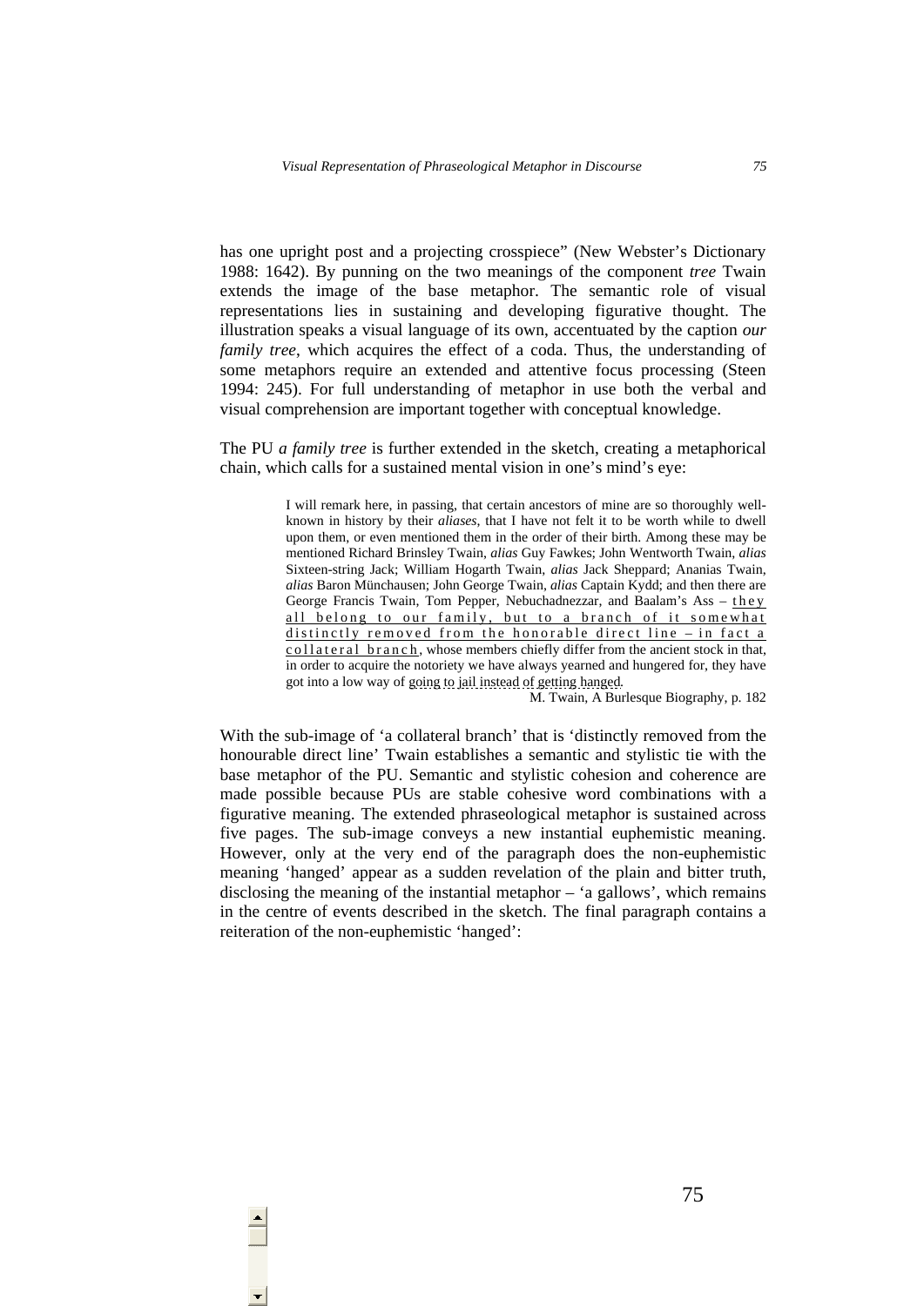has one upright post and a projecting crosspiece" (New Webster's Dictionary 1988: 1642). By punning on the two meanings of the component *tree* Twain extends the image of the base metaphor. The semantic role of visual representations lies in sustaining and developing figurative thought. The illustration speaks a visual language of its own, accentuated by the caption *our family tree*, which acquires the effect of a coda. Thus, the understanding of some metaphors require an extended and attentive focus processing (Steen 1994: 245). For full understanding of metaphor in use both the verbal and visual comprehension are important together with conceptual knowledge.

The PU *a family tree* is further extended in the sketch, creating a metaphorical chain, which calls for a sustained mental vision in one's mind's eye:

> I will remark here, in passing, that certain ancestors of mine are so thoroughly well-known in history by their *aliases*, that I have not felt it to be worth while to dwell upon them, or even mentioned them in the order of their birth. Among these may be mentioned Richard Brinsley Twain, *alias* Guy Fawkes; John Wentworth Twain, *alias* Sixteen-string Jack; William Hogarth Twain, *alias* Jack Sheppard; Ananias Twain, *alias* Baron Münchausen; John George Twain, *alias* Captain Kydd; and then there are George Francis Twain, Tom Pepper, Nebuchadnezzar, and Baalam's Ass – <u>they all belong to our family, but to a branch of it somewhat distinctly removed from the honorable direct line – in fact a collateral branch</u>, whose members chiefly differ from the ancient stock in that, in order to acquire the notoriety we have always yearned and hungered for, they have got into a low way of <u>going to jail instead of getting hanged</u>.
>
> M. Twain, A Burlesque Biography, p. 182

With the sub-image of 'a collateral branch' that is 'distinctly removed from the honourable direct line' Twain establishes a semantic and stylistic tie with the base metaphor of the PU. Semantic and stylistic cohesion and coherence are made possible because PUs are stable cohesive word combinations with a figurative meaning. The extended phraseological metaphor is sustained across five pages. The sub-image conveys a new instantial euphemistic meaning. However, only at the very end of the paragraph does the non-euphemistic meaning 'hanged' appear as a sudden revelation of the plain and bitter truth, disclosing the meaning of the instantial metaphor – 'a gallows', which remains in the centre of events described in the sketch. The final paragraph contains a reiteration of the non-euphemistic 'hanged':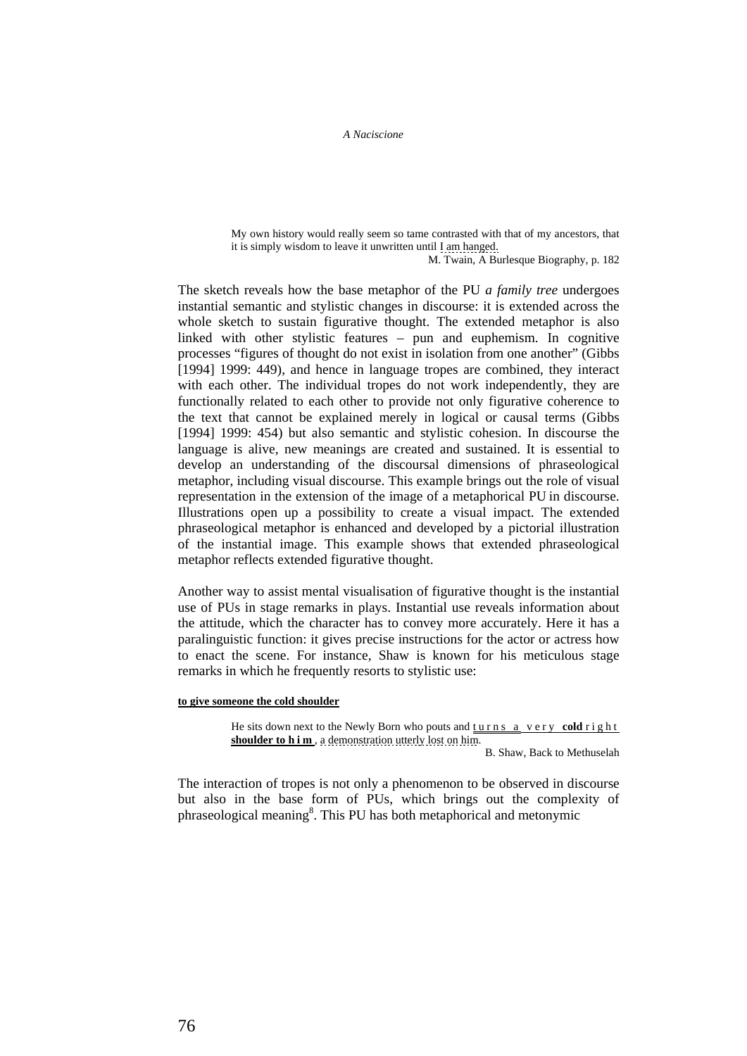> My own history would really seem so tame contrasted with that of my ancestors, that it is simply wisdom to leave it unwritten until I am hanged.
>
> M. Twain, A Burlesque Biography, p. 182

The sketch reveals how the base metaphor of the PU *a family tree* undergoes instantial semantic and stylistic changes in discourse: it is extended across the whole sketch to sustain figurative thought. The extended metaphor is also linked with other stylistic features – pun and euphemism. In cognitive processes "figures of thought do not exist in isolation from one another" (Gibbs [1994] 1999: 449), and hence in language tropes are combined, they interact with each other. The individual tropes do not work independently, they are functionally related to each other to provide not only figurative coherence to the text that cannot be explained merely in logical or causal terms (Gibbs [1994] 1999: 454) but also semantic and stylistic cohesion. In discourse the language is alive, new meanings are created and sustained. It is essential to develop an understanding of the discoursal dimensions of phraseological metaphor, including visual discourse. This example brings out the role of visual representation in the extension of the image of a metaphorical PU in discourse. Illustrations open up a possibility to create a visual impact. The extended phraseological metaphor is enhanced and developed by a pictorial illustration of the instantial image. This example shows that extended phraseological metaphor reflects extended figurative thought.

Another way to assist mental visualisation of figurative thought is the instantial use of PUs in stage remarks in plays. Instantial use reveals information about the attitude, which the character has to convey more accurately. Here it has a paralinguistic function: it gives precise instructions for the actor or actress how to enact the scene. For instance, Shaw is known for his meticulous stage remarks in which he frequently resorts to stylistic use:

**to give someone the cold shoulder**

> He sits down next to the Newly Born who pouts and turns a very **cold** right **shoulder to him**, a demonstration utterly lost on him.
>
> B. Shaw, Back to Methuselah

The interaction of tropes is not only a phenomenon to be observed in discourse but also in the base form of PUs, which brings out the complexity of phraseological meaning[8]. This PU has both metaphorical and metonymic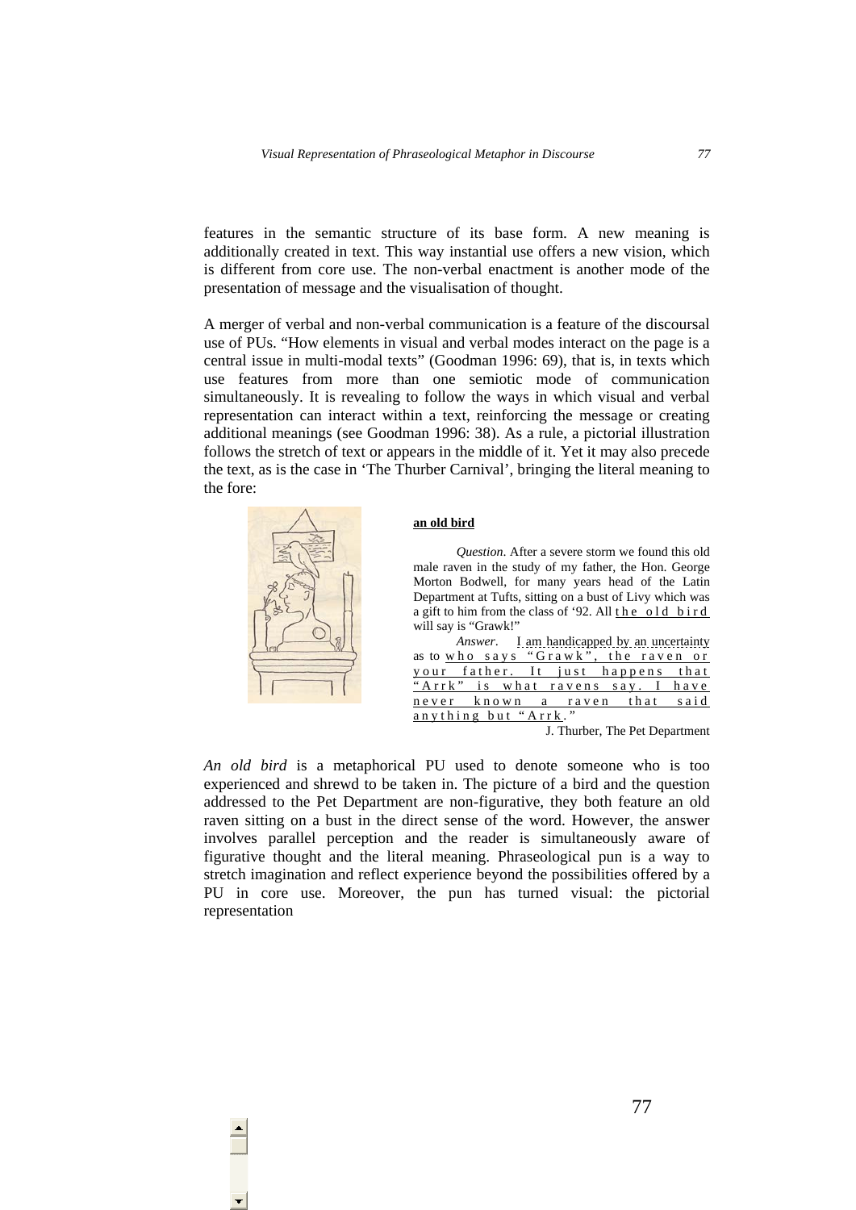features in the semantic structure of its base form. A new meaning is additionally created in text. This way instantial use offers a new vision, which is different from core use. The non-verbal enactment is another mode of the presentation of message and the visualisation of thought.

A merger of verbal and non-verbal communication is a feature of the discoursal use of PUs. "How elements in visual and verbal modes interact on the page is a central issue in multi-modal texts" (Goodman 1996: 69), that is, in texts which use features from more than one semiotic mode of communication simultaneously. It is revealing to follow the ways in which visual and verbal representation can interact within a text, reinforcing the message or creating additional meanings (see Goodman 1996: 38). As a rule, a pictorial illustration follows the stretch of text or appears in the middle of it. Yet it may also precede the text, as is the case in 'The Thurber Carnival', bringing the literal meaning to the fore:

**an old bird**

*Question*. After a severe storm we found this old male raven in the study of my father, the Hon. George Morton Bodwell, for many years head of the Latin Department at Tufts, sitting on a bust of Livy which was a gift to him from the class of '92. All the old bird will say is "Grawk!"

*Answer*. I am handicapped by an uncertainty as to who says "Grawk", the raven or your father. It just happens that "Arrk" is what ravens say. I have never known a raven that said anything but "Arrk."

J. Thurber, The Pet Department

*An old bird* is a metaphorical PU used to denote someone who is too experienced and shrewd to be taken in. The picture of a bird and the question addressed to the Pet Department are non-figurative, they both feature an old raven sitting on a bust in the direct sense of the word. However, the answer involves parallel perception and the reader is simultaneously aware of figurative thought and the literal meaning. Phraseological pun is a way to stretch imagination and reflect experience beyond the possibilities offered by a PU in core use. Moreover, the pun has turned visual: the pictorial representation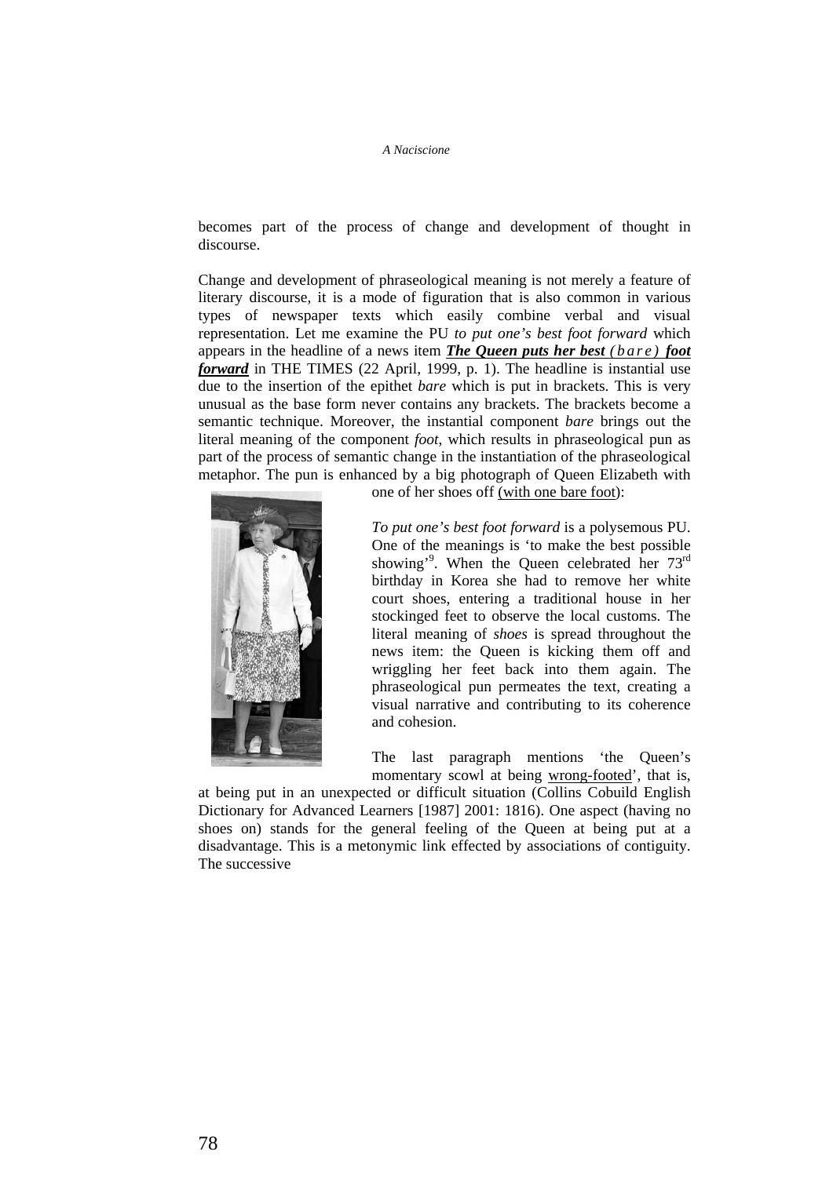becomes part of the process of change and development of thought in discourse.

Change and development of phraseological meaning is not merely a feature of literary discourse, it is a mode of figuration that is also common in various types of newspaper texts which easily combine verbal and visual representation. Let me examine the PU *to put one's best foot forward* which appears in the headline of a news item ***The Queen puts her best*** *(bare)* ***foot forward*** in THE TIMES (22 April, 1999, p. 1). The headline is instantial use due to the insertion of the epithet *bare* which is put in brackets. This is very unusual as the base form never contains any brackets. The brackets become a semantic technique. Moreover, the instantial component *bare* brings out the literal meaning of the component *foot*, which results in phraseological pun as part of the process of semantic change in the instantiation of the phraseological metaphor. The pun is enhanced by a big photograph of Queen Elizabeth with one of her shoes off (with one bare foot):

*To put one's best foot forward* is a polysemous PU. One of the meanings is 'to make the best possible showing'[9]. When the Queen celebrated her 73rd birthday in Korea she had to remove her white court shoes, entering a traditional house in her stockinged feet to observe the local customs. The literal meaning of *shoes* is spread throughout the news item: the Queen is kicking them off and wriggling her feet back into them again. The phraseological pun permeates the text, creating a visual narrative and contributing to its coherence and cohesion.

The last paragraph mentions 'the Queen's momentary scowl at being wrong-footed', that is, at being put in an unexpected or difficult situation (Collins Cobuild English Dictionary for Advanced Learners [1987] 2001: 1816). One aspect (having no shoes on) stands for the general feeling of the Queen at being put at a disadvantage. This is a metonymic link effected by associations of contiguity. The successive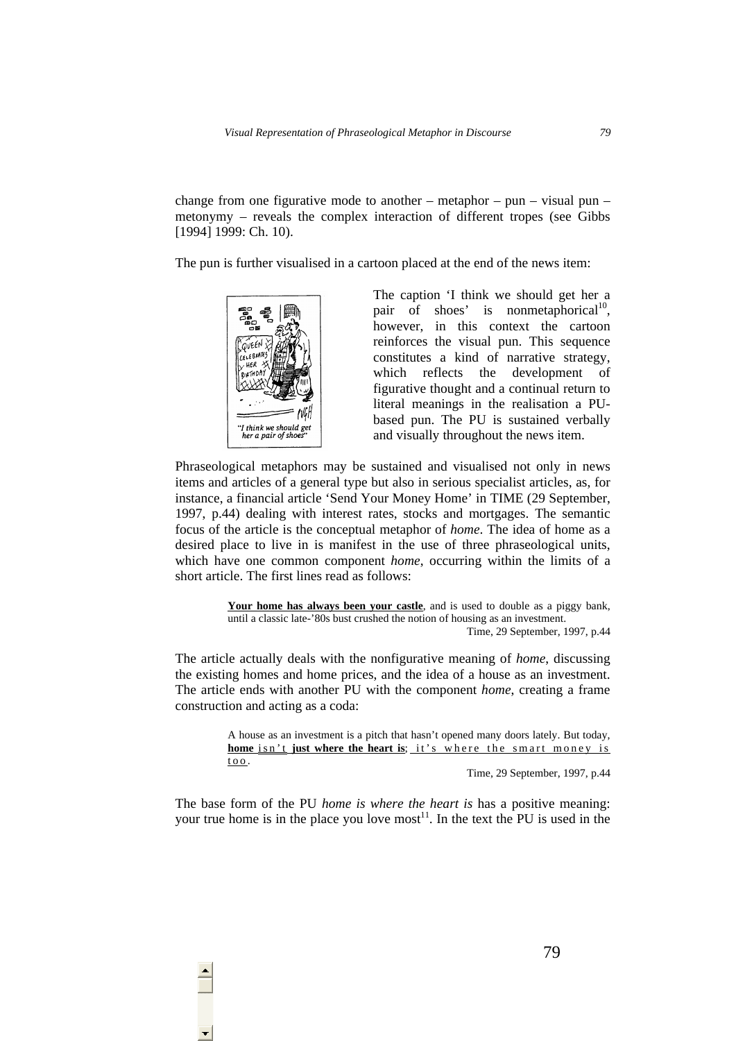change from one figurative mode to another – metaphor – pun – visual pun – metonymy – reveals the complex interaction of different tropes (see Gibbs [1994] 1999: Ch. 10).

The pun is further visualised in a cartoon placed at the end of the news item:

QUEEN CELEBRATES HER BIRTHDAY

"I think we should get her a pair of shoes"

The caption 'I think we should get her a pair of shoes' is nonmetaphorical[10], however, in this context the cartoon reinforces the visual pun. This sequence constitutes a kind of narrative strategy, which reflects the development of figurative thought and a continual return to literal meanings in the realisation a PU-based pun. The PU is sustained verbally and visually throughout the news item.

Phraseological metaphors may be sustained and visualised not only in news items and articles of a general type but also in serious specialist articles, as, for instance, a financial article 'Send Your Money Home' in TIME (29 September, 1997, p.44) dealing with interest rates, stocks and mortgages. The semantic focus of the article is the conceptual metaphor of *home*. The idea of home as a desired place to live in is manifest in the use of three phraseological units, which have one common component *home*, occurring within the limits of a short article. The first lines read as follows:

> **Your home has always been your castle**, and is used to double as a piggy bank, until a classic late-'80s bust crushed the notion of housing as an investment.
>
> Time, 29 September, 1997, p.44

The article actually deals with the nonfigurative meaning of *home*, discussing the existing homes and home prices, and the idea of a house as an investment. The article ends with another PU with the component *home*, creating a frame construction and acting as a coda:

> A house as an investment is a pitch that hasn't opened many doors lately. But today, **home** isn't **just where the heart is**; it's where the smart money is too.
>
> Time, 29 September, 1997, p.44

The base form of the PU *home is where the heart is* has a positive meaning: your true home is in the place you love most[11]. In the text the PU is used in the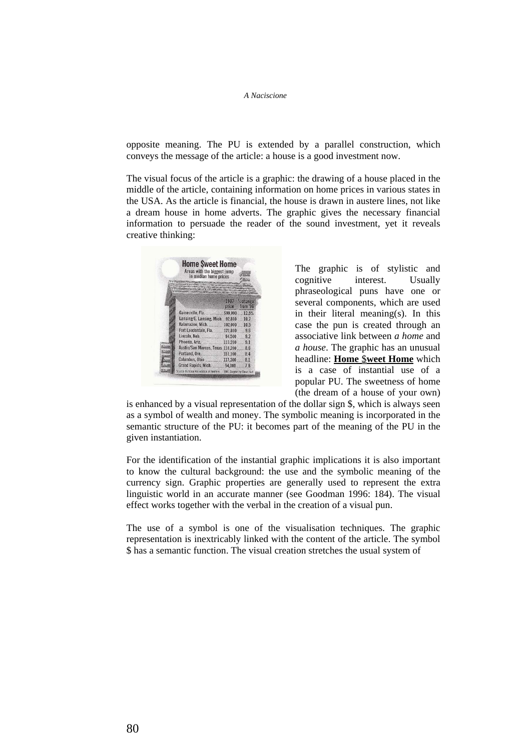opposite meaning. The PU is extended by a parallel construction, which conveys the message of the article: a house is a good investment now.

The visual focus of the article is a graphic: the drawing of a house placed in the middle of the article, containing information on home prices in various states in the USA. As the article is financial, the house is drawn in austere lines, not like a dream house in home adverts. The graphic gives the necessary financial information to persuade the reader of the sound investment, yet it reveals creative thinking:

**Home $weet Home**
Areas with the biggest jump in median home prices

| | 1997 price | % change from '96 |
|---|---|---|
| Gainesville, Fla. | $99,000 | 12.5% |
| Lansing/E. Lansing, Mich. | 92,800 | 10.7 |
| Kalamazoo, Mich. | 102,000 | 10.5 |
| Fort Lauderdale, Fla. | 121,800 | 9.6 |
| Lincoln, Neb. | 94,500 | 9.2 |
| Phoenix, Ariz. | 113,200 | 9.1 |
| Austin/San Marcos, Texas | 118,200 | 8.6 |
| Portland, Ore. | 151,100 | 8.4 |
| Columbus, Ohio | 117,300 | 8.1 |
| Grand Rapids, Mich. | 94,000 | 7.8 |

Source: National Association of Realtors

The graphic is of stylistic and cognitive interest. Usually phraseological puns have one or several components, which are used in their literal meaning(s). In this case the pun is created through an associative link between *a home* and *a house*. The graphic has an unusual headline: **Home $weet Home** which is a case of instantial use of a popular PU. The sweetness of home (the dream of a house of your own) is enhanced by a visual representation of the dollar sign $, which is always seen as a symbol of wealth and money. The symbolic meaning is incorporated in the semantic structure of the PU: it becomes part of the meaning of the PU in the given instantiation.

For the identification of the instantial graphic implications it is also important to know the cultural background: the use and the symbolic meaning of the currency sign. Graphic properties are generally used to represent the extra linguistic world in an accurate manner (see Goodman 1996: 184). The visual effect works together with the verbal in the creation of a visual pun.

The use of a symbol is one of the visualisation techniques. The graphic representation is inextricably linked with the content of the article. The symbol $ has a semantic function. The visual creation stretches the usual system of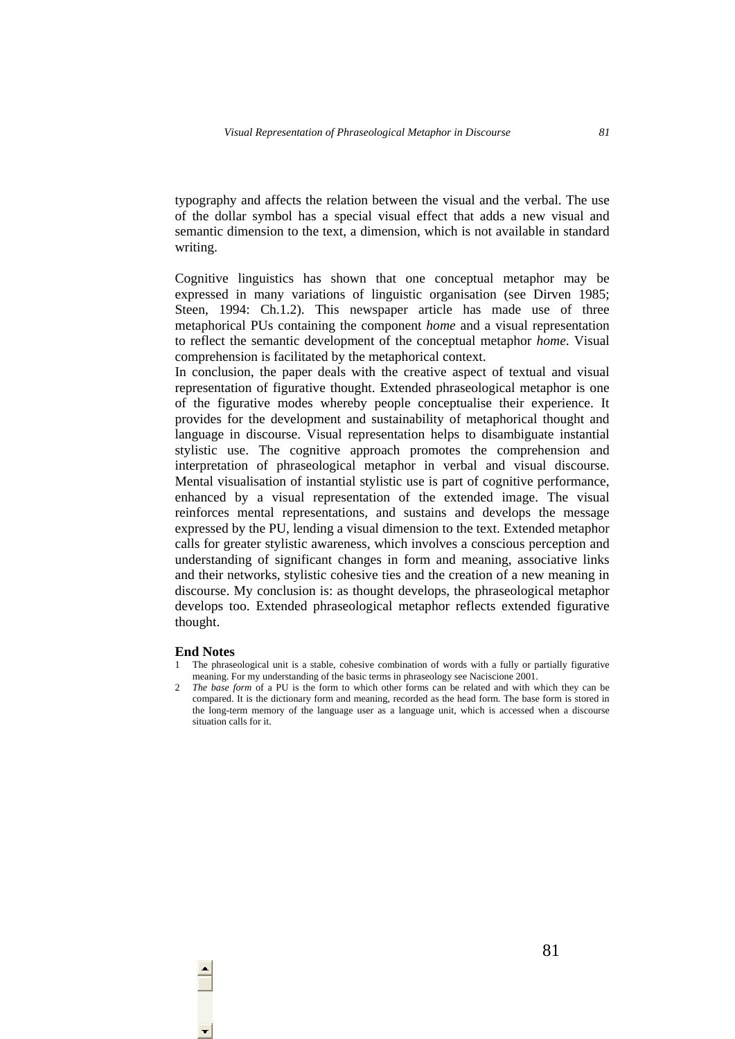typography and affects the relation between the visual and the verbal. The use of the dollar symbol has a special visual effect that adds a new visual and semantic dimension to the text, a dimension, which is not available in standard writing.

Cognitive linguistics has shown that one conceptual metaphor may be expressed in many variations of linguistic organisation (see Dirven 1985; Steen, 1994: Ch.1.2). This newspaper article has made use of three metaphorical PUs containing the component *home* and a visual representation to reflect the semantic development of the conceptual metaphor *home*. Visual comprehension is facilitated by the metaphorical context.

In conclusion, the paper deals with the creative aspect of textual and visual representation of figurative thought. Extended phraseological metaphor is one of the figurative modes whereby people conceptualise their experience. It provides for the development and sustainability of metaphorical thought and language in discourse. Visual representation helps to disambiguate instantial stylistic use. The cognitive approach promotes the comprehension and interpretation of phraseological metaphor in verbal and visual discourse. Mental visualisation of instantial stylistic use is part of cognitive performance, enhanced by a visual representation of the extended image. The visual reinforces mental representations, and sustains and develops the message expressed by the PU, lending a visual dimension to the text. Extended metaphor calls for greater stylistic awareness, which involves a conscious perception and understanding of significant changes in form and meaning, associative links and their networks, stylistic cohesive ties and the creation of a new meaning in discourse. My conclusion is: as thought develops, the phraseological metaphor develops too. Extended phraseological metaphor reflects extended figurative thought.

**End Notes**

1 The phraseological unit is a stable, cohesive combination of words with a fully or partially figurative meaning. For my understanding of the basic terms in phraseology see Naciscione 2001.

2 *The base form* of a PU is the form to which other forms can be related and with which they can be compared. It is the dictionary form and meaning, recorded as the head form. The base form is stored in the long-term memory of the language user as a language unit, which is accessed when a discourse situation calls for it.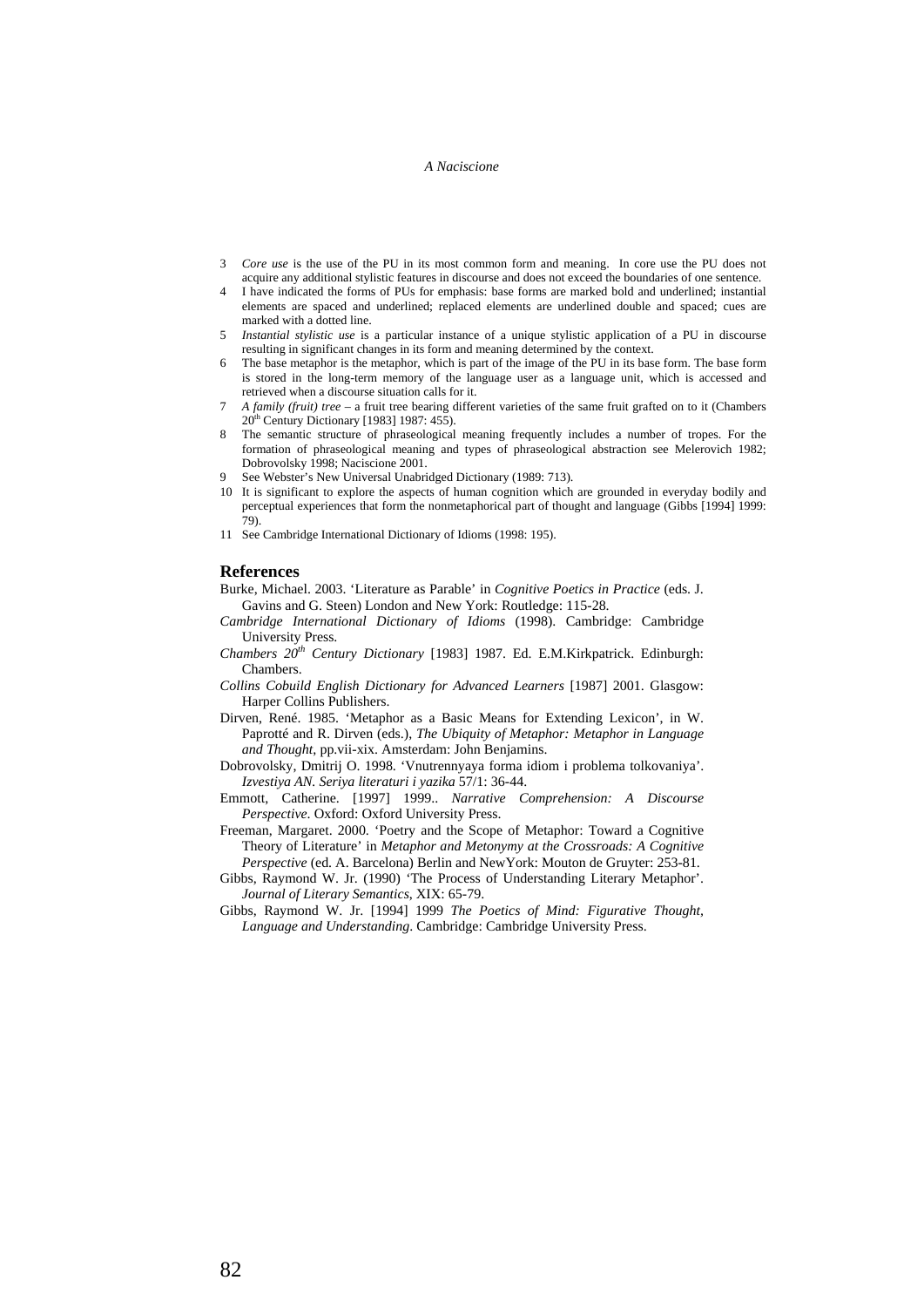3 *Core use* is the use of the PU in its most common form and meaning. In core use the PU does not acquire any additional stylistic features in discourse and does not exceed the boundaries of one sentence.
4 I have indicated the forms of PUs for emphasis: base forms are marked bold and underlined; instantial elements are spaced and underlined; replaced elements are underlined double and spaced; cues are marked with a dotted line.
5 *Instantial stylistic use* is a particular instance of a unique stylistic application of a PU in discourse resulting in significant changes in its form and meaning determined by the context.
6 The base metaphor is the metaphor, which is part of the image of the PU in its base form. The base form is stored in the long-term memory of the language user as a language unit, which is accessed and retrieved when a discourse situation calls for it.
7 *A family (fruit) tree* – a fruit tree bearing different varieties of the same fruit grafted on to it (Chambers 20th Century Dictionary [1983] 1987: 455).
8 The semantic structure of phraseological meaning frequently includes a number of tropes. For the formation of phraseological meaning and types of phraseological abstraction see Melerovich 1982; Dobrovolsky 1998; Naciscione 2001.
9 See Webster's New Universal Unabridged Dictionary (1989: 713).
10 It is significant to explore the aspects of human cognition which are grounded in everyday bodily and perceptual experiences that form the nonmetaphorical part of thought and language (Gibbs [1994] 1999: 79).
11 See Cambridge International Dictionary of Idioms (1998: 195).

## References

Burke, Michael. 2003. 'Literature as Parable' in *Cognitive Poetics in Practice* (eds. J. Gavins and G. Steen) London and New York: Routledge: 115-28.

*Cambridge International Dictionary of Idioms* (1998). Cambridge: Cambridge University Press.

*Chambers 20th Century Dictionary* [1983] 1987. Ed. E.M.Kirkpatrick. Edinburgh: Chambers.

*Collins Cobuild English Dictionary for Advanced Learners* [1987] 2001. Glasgow: Harper Collins Publishers.

Dirven, René. 1985. 'Metaphor as a Basic Means for Extending Lexicon', in W. Paprotté and R. Dirven (eds.), *The Ubiquity of Metaphor: Metaphor in Language and Thought*, pp.vii-xix. Amsterdam: John Benjamins.

Dobrovolsky, Dmitrij O. 1998. 'Vnutrennyaya forma idiom i problema tolkovaniya'. *Izvestiya AN. Seriya literaturi i yazika* 57/1: 36-44.

Emmott, Catherine. [1997] 1999.. *Narrative Comprehension: A Discourse Perspective.* Oxford: Oxford University Press.

Freeman, Margaret. 2000. 'Poetry and the Scope of Metaphor: Toward a Cognitive Theory of Literature' in *Metaphor and Metonymy at the Crossroads: A Cognitive Perspective* (ed. A. Barcelona) Berlin and NewYork: Mouton de Gruyter: 253-81.

Gibbs, Raymond W. Jr. (1990) 'The Process of Understanding Literary Metaphor'. *Journal of Literary Semantics*, XIX: 65-79.

Gibbs, Raymond W. Jr. [1994] 1999 *The Poetics of Mind: Figurative Thought, Language and Understanding*. Cambridge: Cambridge University Press.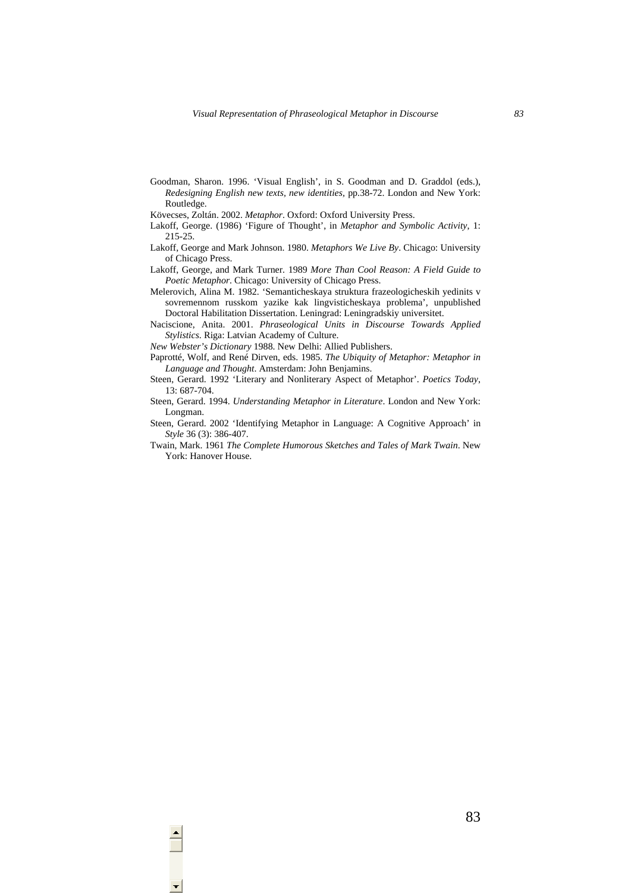Goodman, Sharon. 1996. 'Visual English', in S. Goodman and D. Graddol (eds.), *Redesigning English new texts, new identities*, pp.38-72. London and New York: Routledge.

Kövecses, Zoltán. 2002. *Metaphor*. Oxford: Oxford University Press.

Lakoff, George. (1986) 'Figure of Thought', in *Metaphor and Symbolic Activity*, 1: 215-25.

Lakoff, George and Mark Johnson. 1980. *Metaphors We Live By*. Chicago: University of Chicago Press.

Lakoff, George, and Mark Turner. 1989 *More Than Cool Reason: A Field Guide to Poetic Metaphor*. Chicago: University of Chicago Press.

Melerovich, Alina M. 1982. 'Semanticheskaya struktura frazeologicheskih yedinits v sovremennom russkom yazike kak lingvisticheskaya problema', unpublished Doctoral Habilitation Dissertation. Leningrad: Leningradskiy universitet.

Naciscione, Anita. 2001. *Phraseological Units in Discourse Towards Applied Stylistics*. Riga: Latvian Academy of Culture.

*New Webster's Dictionary* 1988. New Delhi: Allied Publishers.

Paprotté, Wolf, and René Dirven, eds. 1985. *The Ubiquity of Metaphor: Metaphor in Language and Thought*. Amsterdam: John Benjamins.

Steen, Gerard. 1992 'Literary and Nonliterary Aspect of Metaphor'. *Poetics Today*, 13: 687-704.

Steen, Gerard. 1994. *Understanding Metaphor in Literature*. London and New York: Longman.

Steen, Gerard. 2002 'Identifying Metaphor in Language: A Cognitive Approach' in *Style* 36 (3): 386-407.

Twain, Mark. 1961 *The Complete Humorous Sketches and Tales of Mark Twain*. New York: Hanover House.